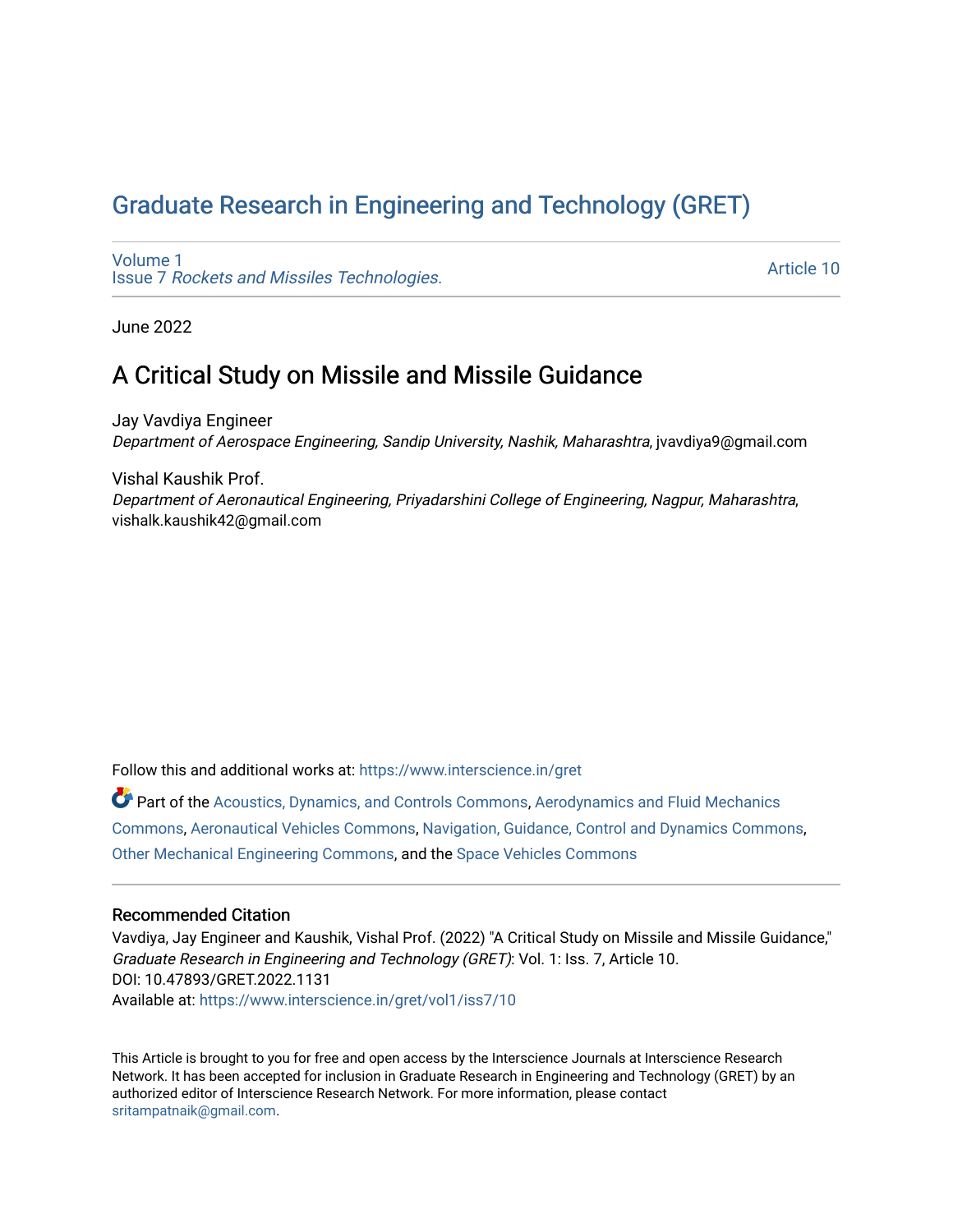# Graduate Research in Engineering and Technology (GRET)

Volume 1
Issue 7 *Rockets and Missiles Technologies.*

Article 10

June 2022

## A Critical Study on Missile and Missile Guidance

Jay Vavdiya Engineer
*Department of Aerospace Engineering, Sandip University, Nashik, Maharashtra*, jvavdiya9@gmail.com

Vishal Kaushik Prof.
*Department of Aeronautical Engineering, Priyadarshini College of Engineering, Nagpur, Maharashtra*, vishalk.kaushik42@gmail.com

Follow this and additional works at: https://www.interscience.in/gret

Part of the Acoustics, Dynamics, and Controls Commons, Aerodynamics and Fluid Mechanics Commons, Aeronautical Vehicles Commons, Navigation, Guidance, Control and Dynamics Commons, Other Mechanical Engineering Commons, and the Space Vehicles Commons

### Recommended Citation

Vavdiya, Jay Engineer and Kaushik, Vishal Prof. (2022) "A Critical Study on Missile and Missile Guidance," *Graduate Research in Engineering and Technology (GRET)*: Vol. 1: Iss. 7, Article 10.
DOI: 10.47893/GRET.2022.1131
Available at: https://www.interscience.in/gret/vol1/iss7/10

This Article is brought to you for free and open access by the Interscience Journals at Interscience Research Network. It has been accepted for inclusion in Graduate Research in Engineering and Technology (GRET) by an authorized editor of Interscience Research Network. For more information, please contact sritampatnaik@gmail.com.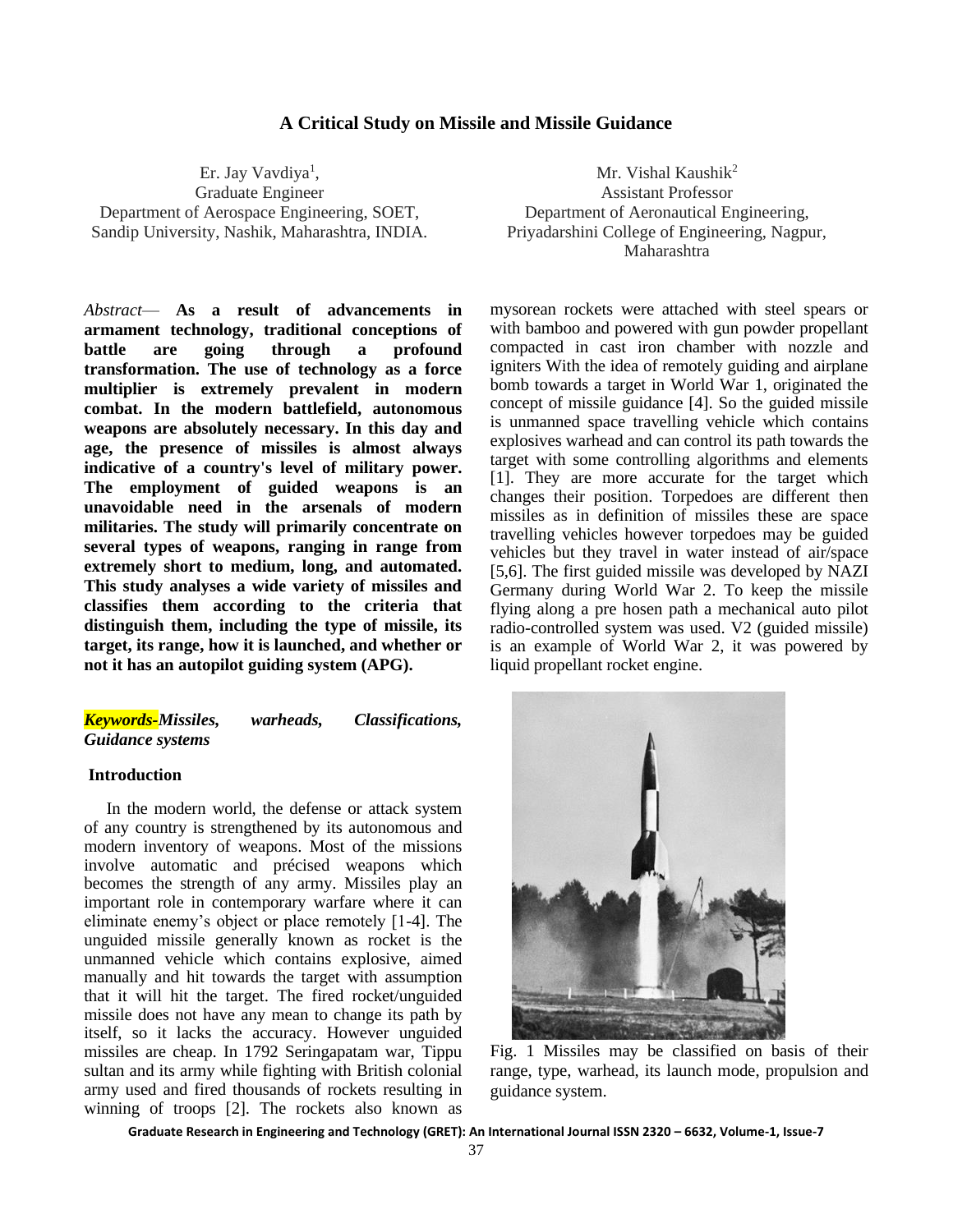# A Critical Study on Missile and Missile Guidance

Er. Jay Vavdiya[1],
Graduate Engineer
Department of Aerospace Engineering, SOET,
Sandip University, Nashik, Maharashtra, INDIA.

Mr. Vishal Kaushik[2]
Assistant Professor
Department of Aeronautical Engineering,
Priyadarshini College of Engineering, Nagpur, Maharashtra

*Abstract*— **As a result of advancements in armament technology, traditional conceptions of battle are going through a profound transformation. The use of technology as a force multiplier is extremely prevalent in modern combat. In the modern battlefield, autonomous weapons are absolutely necessary. In this day and age, the presence of missiles is almost always indicative of a country's level of military power. The employment of guided weapons is an unavoidable need in the arsenals of modern militaries. The study will primarily concentrate on several types of weapons, ranging in range from extremely short to medium, long, and automated. This study analyses a wide variety of missiles and classifies them according to the criteria that distinguish them, including the type of missile, its target, its range, how it is launched, and whether or not it has an autopilot guiding system (APG).**

***Keywords-Missiles, warheads, Classifications, Guidance systems***

## Introduction

In the modern world, the defense or attack system of any country is strengthened by its autonomous and modern inventory of weapons. Most of the missions involve automatic and précised weapons which becomes the strength of any army. Missiles play an important role in contemporary warfare where it can eliminate enemy's object or place remotely [1-4]. The unguided missile generally known as rocket is the unmanned vehicle which contains explosive, aimed manually and hit towards the target with assumption that it will hit the target. The fired rocket/unguided missile does not have any mean to change its path by itself, so it lacks the accuracy. However unguided missiles are cheap. In 1792 Seringapatam war, Tippu sultan and its army while fighting with British colonial army used and fired thousands of rockets resulting in winning of troops [2]. The rockets also known as mysorean rockets were attached with steel spears or with bamboo and powered with gun powder propellant compacted in cast iron chamber with nozzle and igniters With the idea of remotely guiding and airplane bomb towards a target in World War 1, originated the concept of missile guidance [4]. So the guided missile is unmanned space travelling vehicle which contains explosives warhead and can control its path towards the target with some controlling algorithms and elements [1]. They are more accurate for the target which changes their position. Torpedoes are different then missiles as in definition of missiles these are space travelling vehicles however torpedoes may be guided vehicles but they travel in water instead of air/space [5,6]. The first guided missile was developed by NAZI Germany during World War 2. To keep the missile flying along a pre hosen path a mechanical auto pilot radio-controlled system was used. V2 (guided missile) is an example of World War 2, it was powered by liquid propellant rocket engine.

Fig. 1 Missiles may be classified on basis of their range, type, warhead, its launch mode, propulsion and guidance system.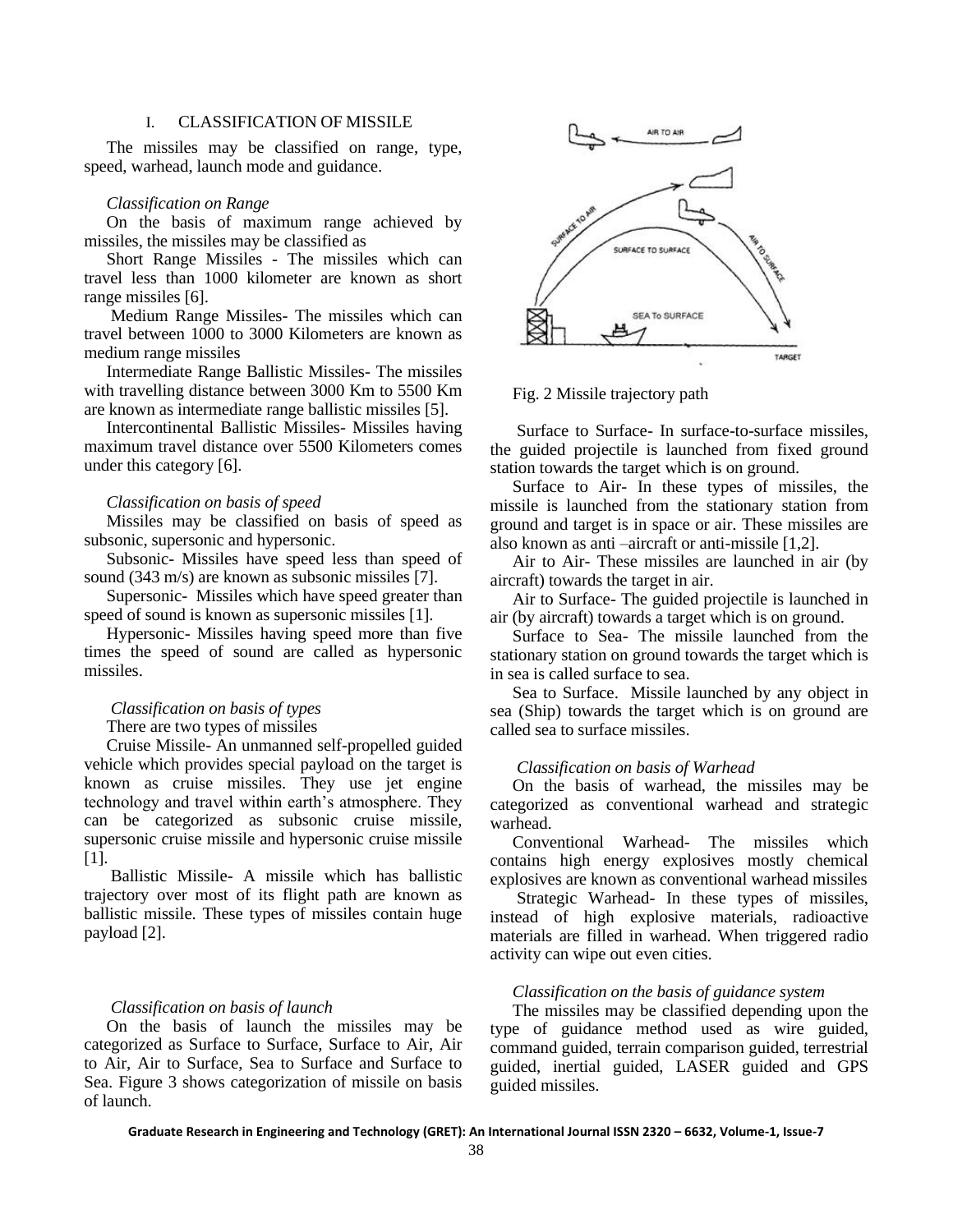## I. CLASSIFICATION OF MISSILE

The missiles may be classified on range, type, speed, warhead, launch mode and guidance.

### *Classification on Range*

On the basis of maximum range achieved by missiles, the missiles may be classified as

Short Range Missiles - The missiles which can travel less than 1000 kilometer are known as short range missiles [6].

Medium Range Missiles- The missiles which can travel between 1000 to 3000 Kilometers are known as medium range missiles

Intermediate Range Ballistic Missiles- The missiles with travelling distance between 3000 Km to 5500 Km are known as intermediate range ballistic missiles [5].

Intercontinental Ballistic Missiles- Missiles having maximum travel distance over 5500 Kilometers comes under this category [6].

### *Classification on basis of speed*

Missiles may be classified on basis of speed as subsonic, supersonic and hypersonic.

Subsonic- Missiles have speed less than speed of sound (343 m/s) are known as subsonic missiles [7].

Supersonic- Missiles which have speed greater than speed of sound is known as supersonic missiles [1].

Hypersonic- Missiles having speed more than five times the speed of sound are called as hypersonic missiles.

### *Classification on basis of types*

There are two types of missiles

Cruise Missile- An unmanned self-propelled guided vehicle which provides special payload on the target is known as cruise missiles. They use jet engine technology and travel within earth's atmosphere. They can be categorized as subsonic cruise missile, supersonic cruise missile and hypersonic cruise missile [1].

Ballistic Missile- A missile which has ballistic trajectory over most of its flight path are known as ballistic missile. These types of missiles contain huge payload [2].

### *Classification on basis of launch*

On the basis of launch the missiles may be categorized as Surface to Surface, Surface to Air, Air to Air, Air to Surface, Sea to Surface and Surface to Sea. Figure 3 shows categorization of missile on basis of launch.

Fig. 2 Missile trajectory path

Surface to Surface- In surface-to-surface missiles, the guided projectile is launched from fixed ground station towards the target which is on ground.

Surface to Air- In these types of missiles, the missile is launched from the stationary station from ground and target is in space or air. These missiles are also known as anti –aircraft or anti-missile [1,2].

Air to Air- These missiles are launched in air (by aircraft) towards the target in air.

Air to Surface- The guided projectile is launched in air (by aircraft) towards a target which is on ground.

Surface to Sea- The missile launched from the stationary station on ground towards the target which is in sea is called surface to sea.

Sea to Surface. Missile launched by any object in sea (Ship) towards the target which is on ground are called sea to surface missiles.

### *Classification on basis of Warhead*

On the basis of warhead, the missiles may be categorized as conventional warhead and strategic warhead.

Conventional Warhead- The missiles which contains high energy explosives mostly chemical explosives are known as conventional warhead missiles

Strategic Warhead- In these types of missiles, instead of high explosive materials, radioactive materials are filled in warhead. When triggered radio activity can wipe out even cities.

### *Classification on the basis of guidance system*

The missiles may be classified depending upon the type of guidance method used as wire guided, command guided, terrain comparison guided, terrestrial guided, inertial guided, LASER guided and GPS guided missiles.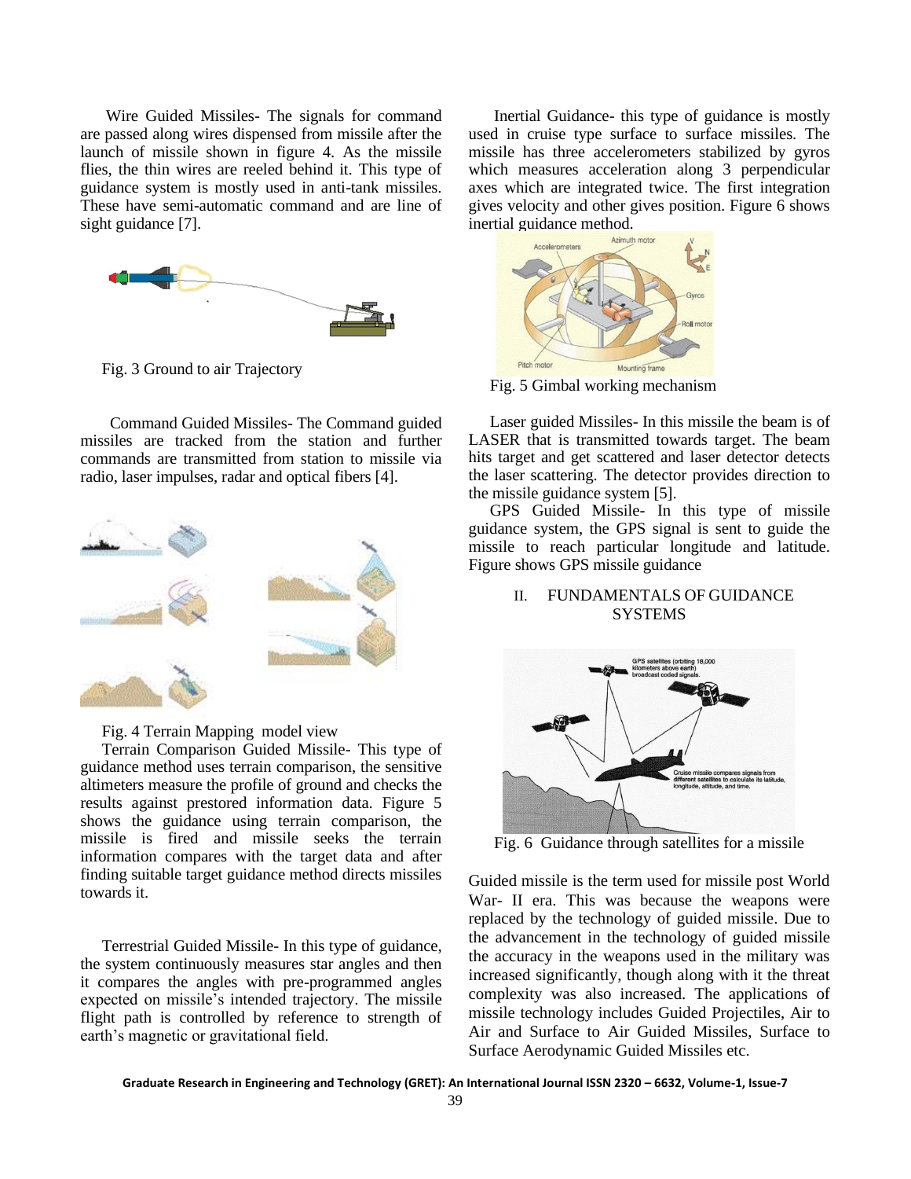Wire Guided Missiles- The signals for command are passed along wires dispensed from missile after the launch of missile shown in figure 4. As the missile flies, the thin wires are reeled behind it. This type of guidance system is mostly used in anti-tank missiles. These have semi-automatic command and are line of sight guidance [7].

Fig. 3 Ground to air Trajectory

Command Guided Missiles- The Command guided missiles are tracked from the station and further commands are transmitted from station to missile via radio, laser impulses, radar and optical fibers [4].

Fig. 4 Terrain Mapping model view

Terrain Comparison Guided Missile- This type of guidance method uses terrain comparison, the sensitive altimeters measure the profile of ground and checks the results against prestored information data. Figure 5 shows the guidance using terrain comparison, the missile is fired and missile seeks the terrain information compares with the target data and after finding suitable target guidance method directs missiles towards it.

Terrestrial Guided Missile- In this type of guidance, the system continuously measures star angles and then it compares the angles with pre-programmed angles expected on missile's intended trajectory. The missile flight path is controlled by reference to strength of earth's magnetic or gravitational field.

Inertial Guidance- this type of guidance is mostly used in cruise type surface to surface missiles. The missile has three accelerometers stabilized by gyros which measures acceleration along 3 perpendicular axes which are integrated twice. The first integration gives velocity and other gives position. Figure 6 shows inertial guidance method.

Fig. 5 Gimbal working mechanism

Laser guided Missiles- In this missile the beam is of LASER that is transmitted towards target. The beam hits target and get scattered and laser detector detects the laser scattering. The detector provides direction to the missile guidance system [5].

GPS Guided Missile- In this type of missile guidance system, the GPS signal is sent to guide the missile to reach particular longitude and latitude. Figure shows GPS missile guidance

## II. FUNDAMENTALS OF GUIDANCE SYSTEMS

Fig. 6 Guidance through satellites for a missile

Guided missile is the term used for missile post World War- II era. This was because the weapons were replaced by the technology of guided missile. Due to the advancement in the technology of guided missile the accuracy in the weapons used in the military was increased significantly, though along with it the threat complexity was also increased. The applications of missile technology includes Guided Projectiles, Air to Air and Surface to Air Guided Missiles, Surface to Surface Aerodynamic Guided Missiles etc.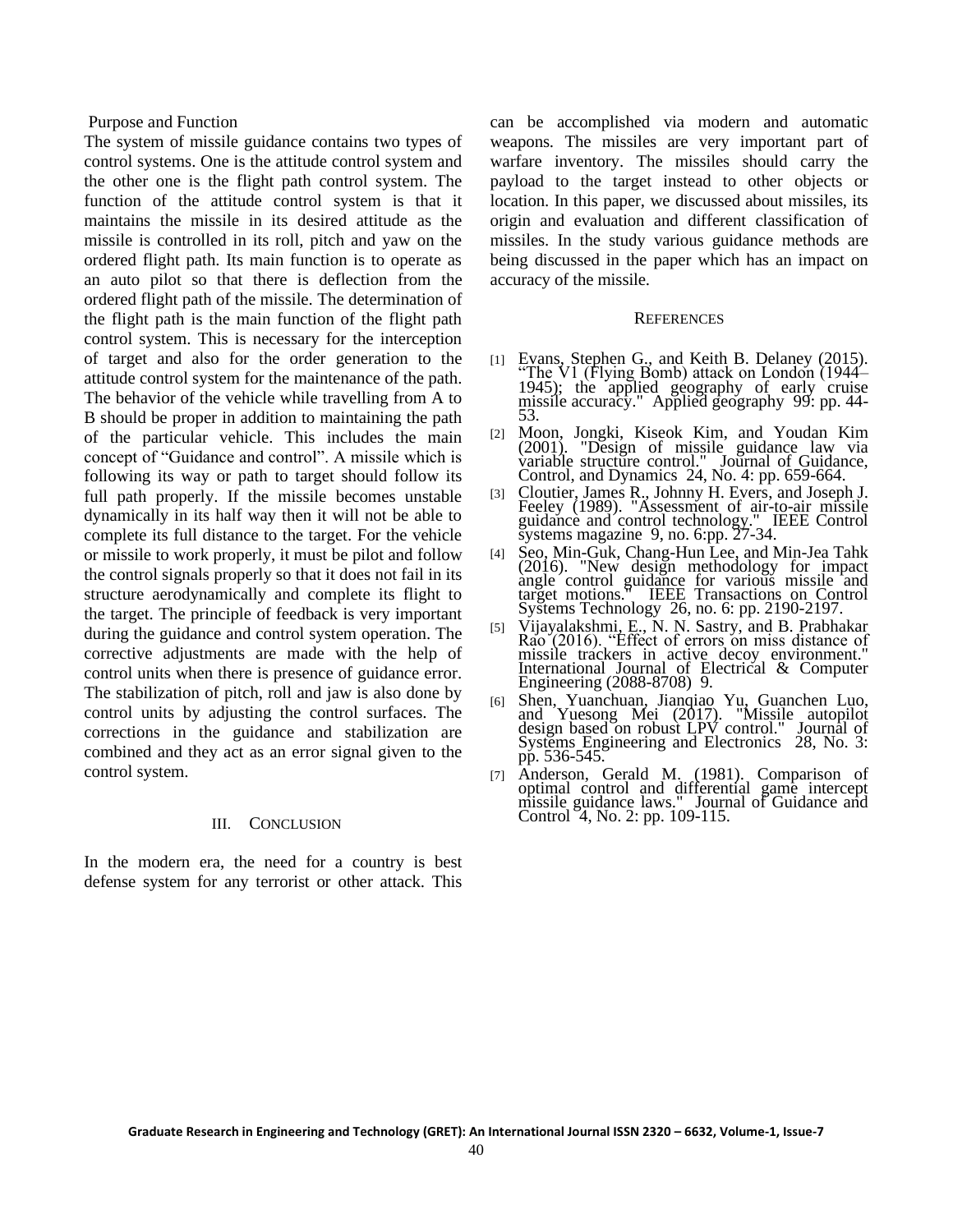Purpose and Function

The system of missile guidance contains two types of control systems. One is the attitude control system and the other one is the flight path control system. The function of the attitude control system is that it maintains the missile in its desired attitude as the missile is controlled in its roll, pitch and yaw on the ordered flight path. Its main function is to operate as an auto pilot so that there is deflection from the ordered flight path of the missile. The determination of the flight path is the main function of the flight path control system. This is necessary for the interception of target and also for the order generation to the attitude control system for the maintenance of the path. The behavior of the vehicle while travelling from A to B should be proper in addition to maintaining the path of the particular vehicle. This includes the main concept of "Guidance and control". A missile which is following its way or path to target should follow its full path properly. If the missile becomes unstable dynamically in its half way then it will not be able to complete its full distance to the target. For the vehicle or missile to work properly, it must be pilot and follow the control signals properly so that it does not fail in its structure aerodynamically and complete its flight to the target. The principle of feedback is very important during the guidance and control system operation. The corrective adjustments are made with the help of control units when there is presence of guidance error. The stabilization of pitch, roll and jaw is also done by control units by adjusting the control surfaces. The corrections in the guidance and stabilization are combined and they act as an error signal given to the control system.

## III. Conclusion

In the modern era, the need for a country is best defense system for any terrorist or other attack. This can be accomplished via modern and automatic weapons. The missiles are very important part of warfare inventory. The missiles should carry the payload to the target instead to other objects or location. In this paper, we discussed about missiles, its origin and evaluation and different classification of missiles. In the study various guidance methods are being discussed in the paper which has an impact on accuracy of the missile.

## References

[1] Evans, Stephen G., and Keith B. Delaney (2015). "The V1 (Flying Bomb) attack on London (1944–1945); the applied geography of early cruise missile accuracy." Applied geography 99: pp. 44-53.

[2] Moon, Jongki, Kiseok Kim, and Youdan Kim (2001). "Design of missile guidance law via variable structure control." Journal of Guidance, Control, and Dynamics 24, No. 4: pp. 659-664.

[3] Cloutier, James R., Johnny H. Evers, and Joseph J. Feeley (1989). "Assessment of air-to-air missile guidance and control technology." IEEE Control systems magazine 9, no. 6:pp. 27-34.

[4] Seo, Min-Guk, Chang-Hun Lee, and Min-Jea Tahk (2016). "New design methodology for impact angle control guidance for various missile and target motions." IEEE Transactions on Control Systems Technology 26, no. 6: pp. 2190-2197.

[5] Vijayalakshmi, E., N. N. Sastry, and B. Prabhakar Rao (2016). "Effect of errors on miss distance of missile trackers in active decoy environment." International Journal of Electrical & Computer Engineering (2088-8708) 9.

[6] Shen, Yuanchuan, Jianqiao Yu, Guanchen Luo, and Yuesong Mei (2017). "Missile autopilot design based on robust LPV control." Journal of Systems Engineering and Electronics 28, No. 3: pp. 536-545.

[7] Anderson, Gerald M. (1981). Comparison of optimal control and differential game intercept missile guidance laws." Journal of Guidance and Control 4, No. 2: pp. 109-115.